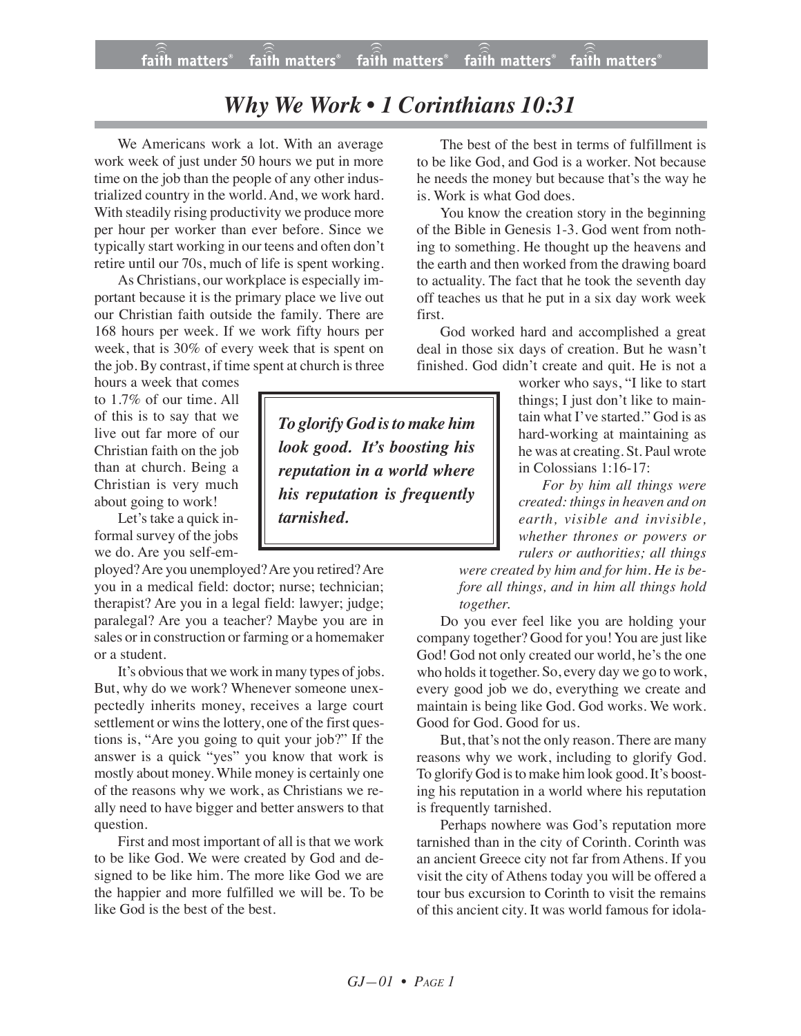# Why We Work • 1 Corinthians 10:31

We Americans work a lot. With an average work week of just under 50 hours we put in more time on the job than the people of any other industrialized country in the world. And, we work hard. With steadily rising productivity we produce more per hour per worker than ever before. Since we typically start working in our teens and often don't retire until our 70s, much of life is spent working.

As Christians, our workplace is especially important because it is the primary place we live out our Christian faith outside the family. There are 168 hours per week. If we work fifty hours per week, that is 30% of every week that is spent on the job. By contrast, if time spent at church is three hours a week that comes to 1.7% of our time. All of this is to say that we live out far more of our Christian faith on the job than at church. Being a Christian is very much about going to work!

> ***To glorify God is to make him look good. It's boosting his reputation in a world where his reputation is frequently tarnished.***

Let's take a quick informal survey of the jobs we do. Are you self-employed? Are you unemployed? Are you retired? Are you in a medical field: doctor; nurse; technician; therapist? Are you in a legal field: lawyer; judge; paralegal? Are you a teacher? Maybe you are in sales or in construction or farming or a homemaker or a student.

It's obvious that we work in many types of jobs. But, why do we work? Whenever someone unexpectedly inherits money, receives a large court settlement or wins the lottery, one of the first questions is, "Are you going to quit your job?" If the answer is a quick "yes" you know that work is mostly about money. While money is certainly one of the reasons why we work, as Christians we really need to have bigger and better answers to that question.

First and most important of all is that we work to be like God. We were created by God and designed to be like him. The more like God we are the happier and more fulfilled we will be. To be like God is the best of the best.

The best of the best in terms of fulfillment is to be like God, and God is a worker. Not because he needs the money but because that's the way he is. Work is what God does.

You know the creation story in the beginning of the Bible in Genesis 1-3. God went from nothing to something. He thought up the heavens and the earth and then worked from the drawing board to actuality. The fact that he took the seventh day off teaches us that he put in a six day work week first.

God worked hard and accomplished a great deal in those six days of creation. But he wasn't finished. God didn't create and quit. He is not a worker who says, "I like to start things; I just don't like to maintain what I've started." God is as hard-working at maintaining as he was at creating. St. Paul wrote in Colossians 1:16-17:

> *For by him all things were created: things in heaven and on earth, visible and invisible, whether thrones or powers or rulers or authorities; all things were created by him and for him. He is before all things, and in him all things hold together.*

Do you ever feel like you are holding your company together? Good for you! You are just like God! God not only created our world, he's the one who holds it together. So, every day we go to work, every good job we do, everything we create and maintain is being like God. God works. We work. Good for God. Good for us.

But, that's not the only reason. There are many reasons why we work, including to glorify God. To glorify God is to make him look good. It's boosting his reputation in a world where his reputation is frequently tarnished.

Perhaps nowhere was God's reputation more tarnished than in the city of Corinth. Corinth was an ancient Greece city not far from Athens. If you visit the city of Athens today you will be offered a tour bus excursion to Corinth to visit the remains of this ancient city. It was world famous for idola-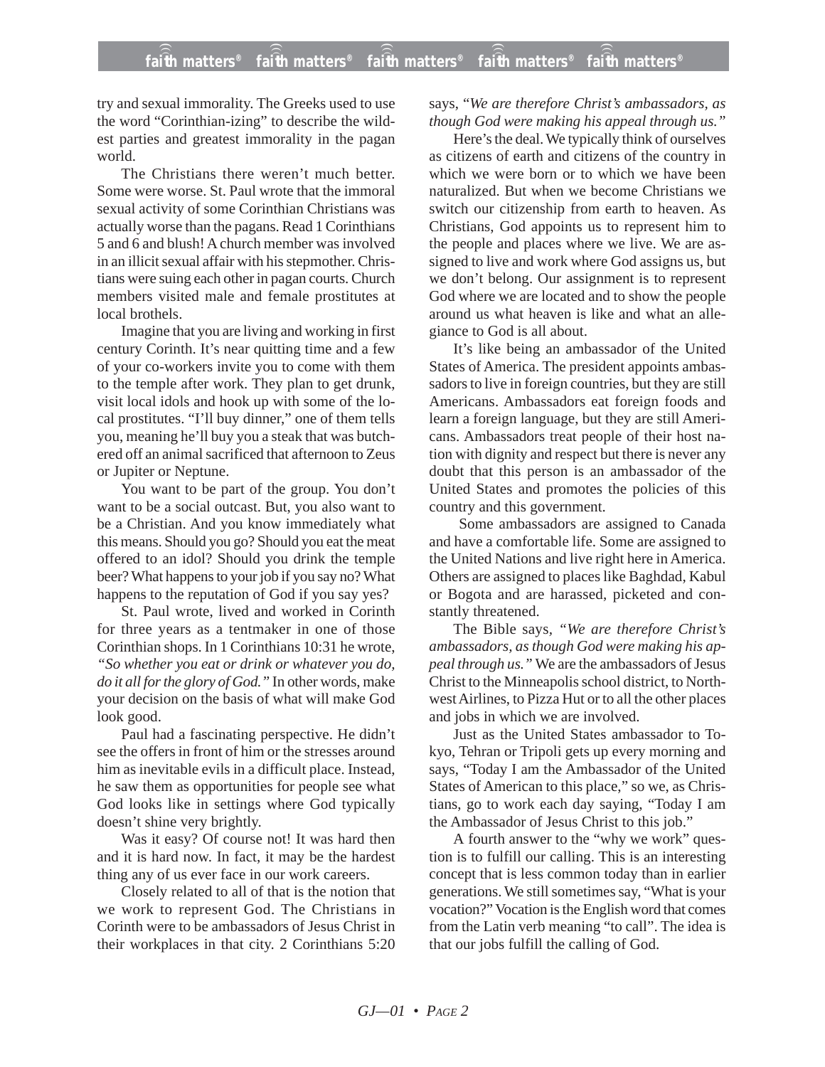try and sexual immorality. The Greeks used to use the word "Corinthian-izing" to describe the wildest parties and greatest immorality in the pagan world.

The Christians there weren't much better. Some were worse. St. Paul wrote that the immoral sexual activity of some Corinthian Christians was actually worse than the pagans. Read 1 Corinthians 5 and 6 and blush! A church member was involved in an illicit sexual affair with his stepmother. Christians were suing each other in pagan courts. Church members visited male and female prostitutes at local brothels.

Imagine that you are living and working in first century Corinth. It's near quitting time and a few of your co-workers invite you to come with them to the temple after work. They plan to get drunk, visit local idols and hook up with some of the local prostitutes. "I'll buy dinner," one of them tells you, meaning he'll buy you a steak that was butchered off an animal sacrificed that afternoon to Zeus or Jupiter or Neptune.

You want to be part of the group. You don't want to be a social outcast. But, you also want to be a Christian. And you know immediately what this means. Should you go? Should you eat the meat offered to an idol? Should you drink the temple beer? What happens to your job if you say no? What happens to the reputation of God if you say yes?

St. Paul wrote, lived and worked in Corinth for three years as a tentmaker in one of those Corinthian shops. In 1 Corinthians 10:31 he wrote, *"So whether you eat or drink or whatever you do, do it all for the glory of God."* In other words, make your decision on the basis of what will make God look good.

Paul had a fascinating perspective. He didn't see the offers in front of him or the stresses around him as inevitable evils in a difficult place. Instead, he saw them as opportunities for people see what God looks like in settings where God typically doesn't shine very brightly.

Was it easy? Of course not! It was hard then and it is hard now. In fact, it may be the hardest thing any of us ever face in our work careers.

Closely related to all of that is the notion that we work to represent God. The Christians in Corinth were to be ambassadors of Jesus Christ in their workplaces in that city. 2 Corinthians 5:20 says, "*We are therefore Christ's ambassadors, as though God were making his appeal through us."*

Here's the deal. We typically think of ourselves as citizens of earth and citizens of the country in which we were born or to which we have been naturalized. But when we become Christians we switch our citizenship from earth to heaven. As Christians, God appoints us to represent him to the people and places where we live. We are assigned to live and work where God assigns us, but we don't belong. Our assignment is to represent God where we are located and to show the people around us what heaven is like and what an allegiance to God is all about.

It's like being an ambassador of the United States of America. The president appoints ambassadors to live in foreign countries, but they are still Americans. Ambassadors eat foreign foods and learn a foreign language, but they are still Americans. Ambassadors treat people of their host nation with dignity and respect but there is never any doubt that this person is an ambassador of the United States and promotes the policies of this country and this government.

Some ambassadors are assigned to Canada and have a comfortable life. Some are assigned to the United Nations and live right here in America. Others are assigned to places like Baghdad, Kabul or Bogota and are harassed, picketed and constantly threatened.

The Bible says, *"We are therefore Christ's ambassadors, as though God were making his appeal through us."* We are the ambassadors of Jesus Christ to the Minneapolis school district, to Northwest Airlines, to Pizza Hut or to all the other places and jobs in which we are involved.

Just as the United States ambassador to Tokyo, Tehran or Tripoli gets up every morning and says, "Today I am the Ambassador of the United States of American to this place," so we, as Christians, go to work each day saying, "Today I am the Ambassador of Jesus Christ to this job."

A fourth answer to the "why we work" question is to fulfill our calling. This is an interesting concept that is less common today than in earlier generations. We still sometimes say, "What is your vocation?" Vocation is the English word that comes from the Latin verb meaning "to call". The idea is that our jobs fulfill the calling of God.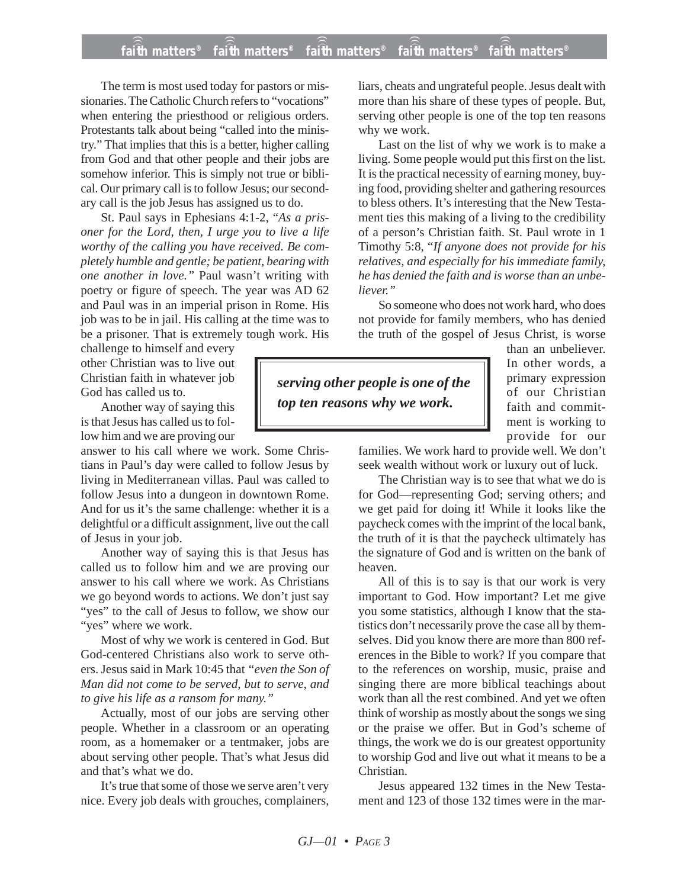The term is most used today for pastors or missionaries. The Catholic Church refers to "vocations" when entering the priesthood or religious orders. Protestants talk about being "called into the ministry." That implies that this is a better, higher calling from God and that other people and their jobs are somehow inferior. This is simply not true or biblical. Our primary call is to follow Jesus; our secondary call is the job Jesus has assigned us to do.

St. Paul says in Ephesians 4:1-2, *"As a prisoner for the Lord, then, I urge you to live a life worthy of the calling you have received. Be completely humble and gentle; be patient, bearing with one another in love."* Paul wasn't writing with poetry or figure of speech. The year was AD 62 and Paul was in an imperial prison in Rome. His job was to be in jail. His calling at the time was to be a prisoner. That is extremely tough work. His challenge to himself and every other Christian was to live out Christian faith in whatever job God has called us to.

Another way of saying this is that Jesus has called us to follow him and we are proving our answer to his call where we work. Some Christians in Paul's day were called to follow Jesus by living in Mediterranean villas. Paul was called to follow Jesus into a dungeon in downtown Rome. And for us it's the same challenge: whether it is a delightful or a difficult assignment, live out the call of Jesus in your job.

Another way of saying this is that Jesus has called us to follow him and we are proving our answer to his call where we work. As Christians we go beyond words to actions. We don't just say "yes" to the call of Jesus to follow, we show our "yes" where we work.

Most of why we work is centered in God. But God-centered Christians also work to serve others. Jesus said in Mark 10:45 that *"even the Son of Man did not come to be served, but to serve, and to give his life as a ransom for many."*

Actually, most of our jobs are serving other people. Whether in a classroom or an operating room, as a homemaker or a tentmaker, jobs are about serving other people. That's what Jesus did and that's what we do.

It's true that some of those we serve aren't very nice. Every job deals with grouches, complainers, liars, cheats and ungrateful people. Jesus dealt with more than his share of these types of people. But, serving other people is one of the top ten reasons why we work.

> ***serving other people is one of the top ten reasons why we work.***

Last on the list of why we work is to make a living. Some people would put this first on the list. It is the practical necessity of earning money, buying food, providing shelter and gathering resources to bless others. It's interesting that the New Testament ties this making of a living to the credibility of a person's Christian faith. St. Paul wrote in 1 Timothy 5:8, *"If anyone does not provide for his relatives, and especially for his immediate family, he has denied the faith and is worse than an unbeliever."*

So someone who does not work hard, who does not provide for family members, who has denied the truth of the gospel of Jesus Christ, is worse than an unbeliever. In other words, a primary expression of our Christian faith and commitment is working to provide for our families. We work hard to provide well. We don't seek wealth without work or luxury out of luck.

The Christian way is to see that what we do is for God—representing God; serving others; and we get paid for doing it! While it looks like the paycheck comes with the imprint of the local bank, the truth of it is that the paycheck ultimately has the signature of God and is written on the bank of heaven.

All of this is to say is that our work is very important to God. How important? Let me give you some statistics, although I know that the statistics don't necessarily prove the case all by themselves. Did you know there are more than 800 references in the Bible to work? If you compare that to the references on worship, music, praise and singing there are more biblical teachings about work than all the rest combined. And yet we often think of worship as mostly about the songs we sing or the praise we offer. But in God's scheme of things, the work we do is our greatest opportunity to worship God and live out what it means to be a Christian.

Jesus appeared 132 times in the New Testament and 123 of those 132 times were in the mar-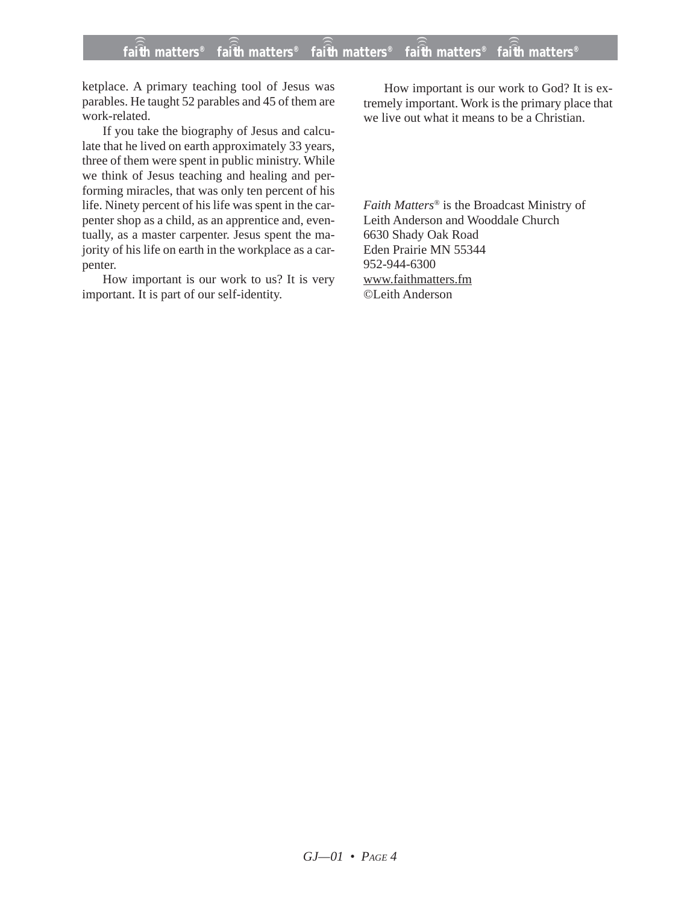ketplace. A primary teaching tool of Jesus was parables. He taught 52 parables and 45 of them are work-related.

If you take the biography of Jesus and calculate that he lived on earth approximately 33 years, three of them were spent in public ministry. While we think of Jesus teaching and healing and performing miracles, that was only ten percent of his life. Ninety percent of his life was spent in the carpenter shop as a child, as an apprentice and, eventually, as a master carpenter. Jesus spent the majority of his life on earth in the workplace as a carpenter.

How important is our work to us? It is very important. It is part of our self-identity.

How important is our work to God? It is extremely important. Work is the primary place that we live out what it means to be a Christian.

*Faith Matters*® is the Broadcast Ministry of
Leith Anderson and Wooddale Church
6630 Shady Oak Road
Eden Prairie MN 55344
952-944-6300
www.faithmatters.fm
©Leith Anderson